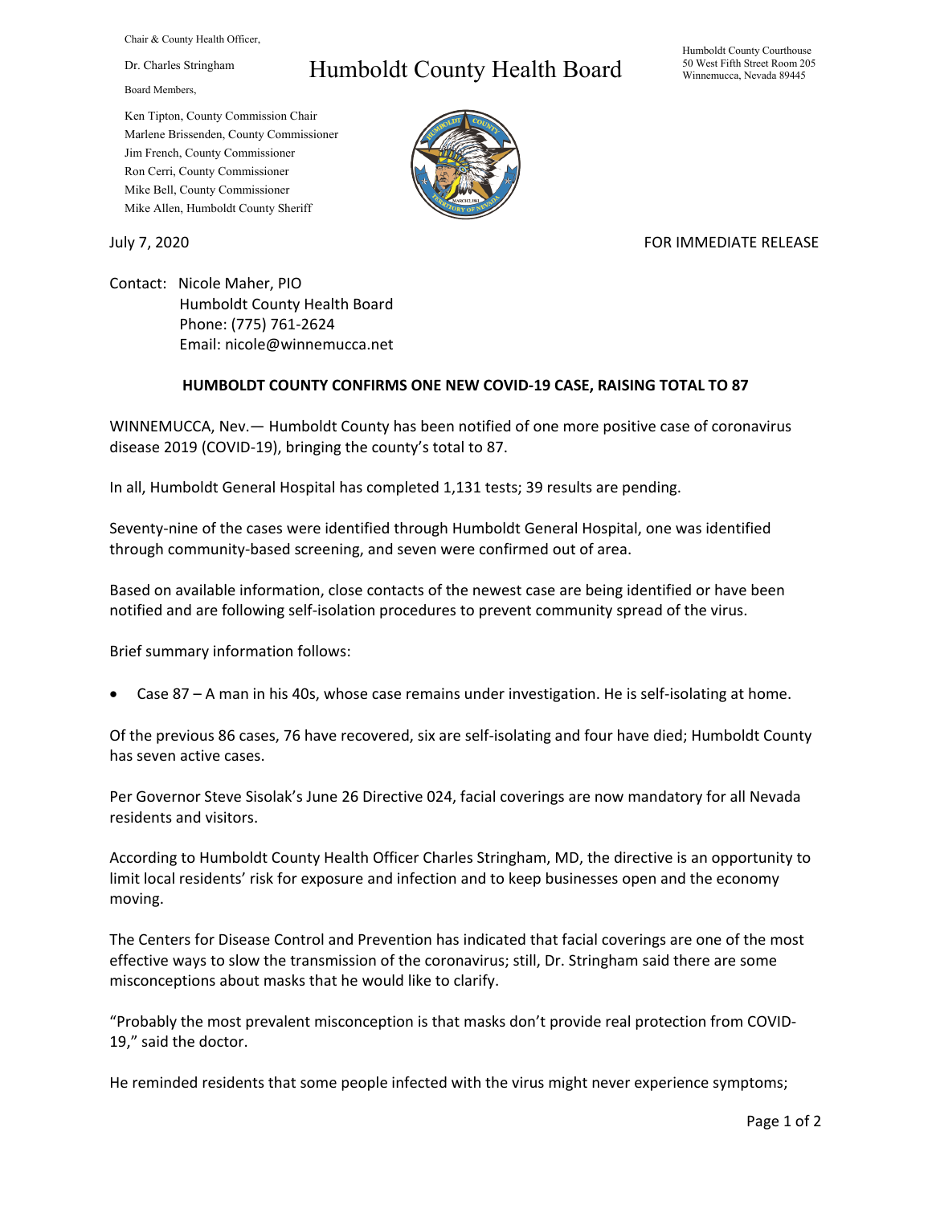Chair & County Health Officer,

Dr. Charles Stringham

Board Members,

Ken Tipton, County Commission Chair
Marlene Brissenden, County Commissioner
Jim French, County Commissioner
Ron Cerri, County Commissioner
Mike Bell, County Commissioner
Mike Allen, Humboldt County Sheriff

# Humboldt County Health Board

Humboldt County Courthouse
50 West Fifth Street Room 205
Winnemucca, Nevada 89445

July 7, 2020

FOR IMMEDIATE RELEASE

Contact: Nicole Maher, PIO
Humboldt County Health Board
Phone: (775) 761-2624
Email: nicole@winnemucca.net

**HUMBOLDT COUNTY CONFIRMS ONE NEW COVID-19 CASE, RAISING TOTAL TO 87**

WINNEMUCCA, Nev.— Humboldt County has been notified of one more positive case of coronavirus disease 2019 (COVID-19), bringing the county's total to 87.

In all, Humboldt General Hospital has completed 1,131 tests; 39 results are pending.

Seventy-nine of the cases were identified through Humboldt General Hospital, one was identified through community-based screening, and seven were confirmed out of area.

Based on available information, close contacts of the newest case are being identified or have been notified and are following self-isolation procedures to prevent community spread of the virus.

Brief summary information follows:

- Case 87 – A man in his 40s, whose case remains under investigation. He is self-isolating at home.

Of the previous 86 cases, 76 have recovered, six are self-isolating and four have died; Humboldt County has seven active cases.

Per Governor Steve Sisolak's June 26 Directive 024, facial coverings are now mandatory for all Nevada residents and visitors.

According to Humboldt County Health Officer Charles Stringham, MD, the directive is an opportunity to limit local residents' risk for exposure and infection and to keep businesses open and the economy moving.

The Centers for Disease Control and Prevention has indicated that facial coverings are one of the most effective ways to slow the transmission of the coronavirus; still, Dr. Stringham said there are some misconceptions about masks that he would like to clarify.

"Probably the most prevalent misconception is that masks don't provide real protection from COVID-19," said the doctor.

He reminded residents that some people infected with the virus might never experience symptoms;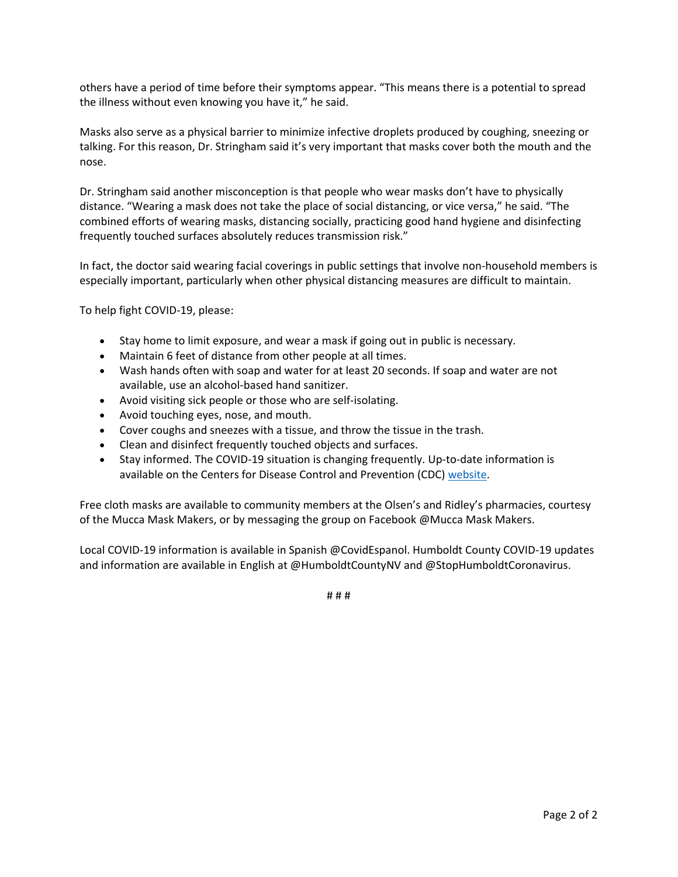others have a period of time before their symptoms appear. "This means there is a potential to spread the illness without even knowing you have it," he said.

Masks also serve as a physical barrier to minimize infective droplets produced by coughing, sneezing or talking. For this reason, Dr. Stringham said it's very important that masks cover both the mouth and the nose.

Dr. Stringham said another misconception is that people who wear masks don't have to physically distance. "Wearing a mask does not take the place of social distancing, or vice versa," he said. "The combined efforts of wearing masks, distancing socially, practicing good hand hygiene and disinfecting frequently touched surfaces absolutely reduces transmission risk."

In fact, the doctor said wearing facial coverings in public settings that involve non-household members is especially important, particularly when other physical distancing measures are difficult to maintain.

To help fight COVID-19, please:

- Stay home to limit exposure, and wear a mask if going out in public is necessary.
- Maintain 6 feet of distance from other people at all times.
- Wash hands often with soap and water for at least 20 seconds. If soap and water are not available, use an alcohol-based hand sanitizer.
- Avoid visiting sick people or those who are self-isolating.
- Avoid touching eyes, nose, and mouth.
- Cover coughs and sneezes with a tissue, and throw the tissue in the trash.
- Clean and disinfect frequently touched objects and surfaces.
- Stay informed. The COVID-19 situation is changing frequently. Up-to-date information is available on the Centers for Disease Control and Prevention (CDC) website.

Free cloth masks are available to community members at the Olsen's and Ridley's pharmacies, courtesy of the Mucca Mask Makers, or by messaging the group on Facebook @Mucca Mask Makers.

Local COVID-19 information is available in Spanish @CovidEspanol. Humboldt County COVID-19 updates and information are available in English at @HumboldtCountyNV and @StopHumboldtCoronavirus.

# # #